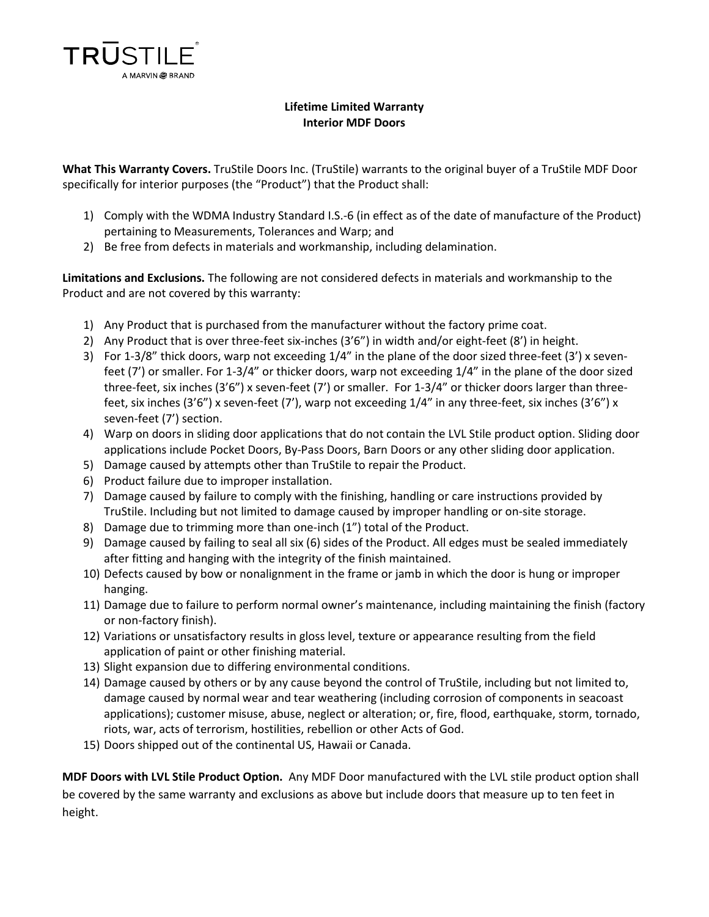TRŪSTILE®

A MARVIN BRAND

# Lifetime Limited Warranty
## Interior MDF Doors

**What This Warranty Covers.** TruStile Doors Inc. (TruStile) warrants to the original buyer of a TruStile MDF Door specifically for interior purposes (the "Product") that the Product shall:

1) Comply with the WDMA Industry Standard I.S.-6 (in effect as of the date of manufacture of the Product) pertaining to Measurements, Tolerances and Warp; and
2) Be free from defects in materials and workmanship, including delamination.

**Limitations and Exclusions.** The following are not considered defects in materials and workmanship to the Product and are not covered by this warranty:

1) Any Product that is purchased from the manufacturer without the factory prime coat.
2) Any Product that is over three-feet six-inches (3'6") in width and/or eight-feet (8') in height.
3) For 1-3/8" thick doors, warp not exceeding 1/4" in the plane of the door sized three-feet (3') x seven-feet (7') or smaller. For 1-3/4" or thicker doors, warp not exceeding 1/4" in the plane of the door sized three-feet, six inches (3'6") x seven-feet (7') or smaller. For 1-3/4" or thicker doors larger than three-feet, six inches (3'6") x seven-feet (7'), warp not exceeding 1/4" in any three-feet, six inches (3'6") x seven-feet (7') section.
4) Warp on doors in sliding door applications that do not contain the LVL Stile product option. Sliding door applications include Pocket Doors, By-Pass Doors, Barn Doors or any other sliding door application.
5) Damage caused by attempts other than TruStile to repair the Product.
6) Product failure due to improper installation.
7) Damage caused by failure to comply with the finishing, handling or care instructions provided by TruStile. Including but not limited to damage caused by improper handling or on-site storage.
8) Damage due to trimming more than one-inch (1") total of the Product.
9) Damage caused by failing to seal all six (6) sides of the Product. All edges must be sealed immediately after fitting and hanging with the integrity of the finish maintained.
10) Defects caused by bow or nonalignment in the frame or jamb in which the door is hung or improper hanging.
11) Damage due to failure to perform normal owner's maintenance, including maintaining the finish (factory or non-factory finish).
12) Variations or unsatisfactory results in gloss level, texture or appearance resulting from the field application of paint or other finishing material.
13) Slight expansion due to differing environmental conditions.
14) Damage caused by others or by any cause beyond the control of TruStile, including but not limited to, damage caused by normal wear and tear weathering (including corrosion of components in seacoast applications); customer misuse, abuse, neglect or alteration; or, fire, flood, earthquake, storm, tornado, riots, war, acts of terrorism, hostilities, rebellion or other Acts of God.
15) Doors shipped out of the continental US, Hawaii or Canada.

**MDF Doors with LVL Stile Product Option.** Any MDF Door manufactured with the LVL stile product option shall be covered by the same warranty and exclusions as above but include doors that measure up to ten feet in height.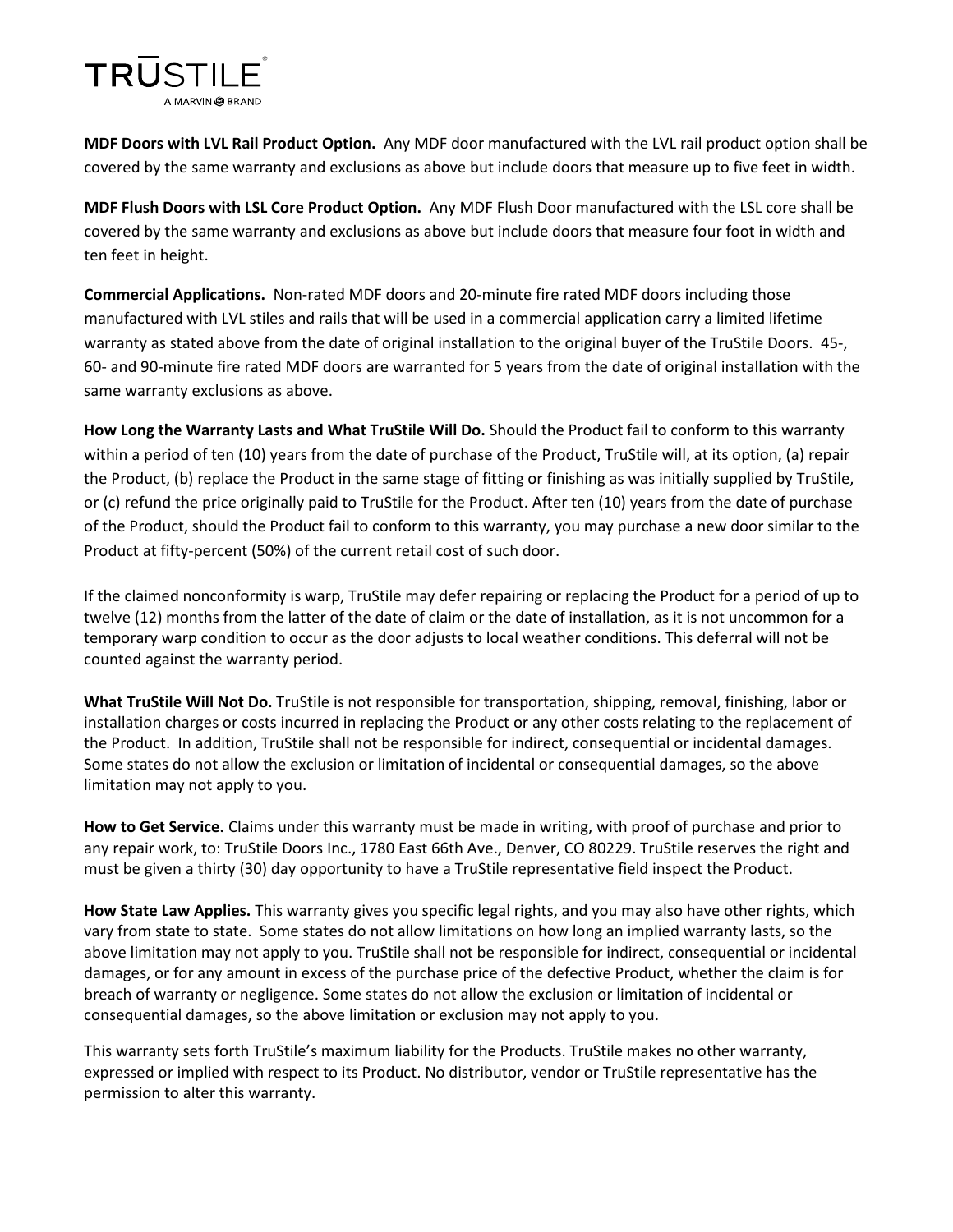**MDF Doors with LVL Rail Product Option.** Any MDF door manufactured with the LVL rail product option shall be covered by the same warranty and exclusions as above but include doors that measure up to five feet in width.

**MDF Flush Doors with LSL Core Product Option.** Any MDF Flush Door manufactured with the LSL core shall be covered by the same warranty and exclusions as above but include doors that measure four foot in width and ten feet in height.

**Commercial Applications.** Non-rated MDF doors and 20-minute fire rated MDF doors including those manufactured with LVL stiles and rails that will be used in a commercial application carry a limited lifetime warranty as stated above from the date of original installation to the original buyer of the TruStile Doors. 45-, 60- and 90-minute fire rated MDF doors are warranted for 5 years from the date of original installation with the same warranty exclusions as above.

**How Long the Warranty Lasts and What TruStile Will Do.** Should the Product fail to conform to this warranty within a period of ten (10) years from the date of purchase of the Product, TruStile will, at its option, (a) repair the Product, (b) replace the Product in the same stage of fitting or finishing as was initially supplied by TruStile, or (c) refund the price originally paid to TruStile for the Product. After ten (10) years from the date of purchase of the Product, should the Product fail to conform to this warranty, you may purchase a new door similar to the Product at fifty-percent (50%) of the current retail cost of such door.

If the claimed nonconformity is warp, TruStile may defer repairing or replacing the Product for a period of up to twelve (12) months from the latter of the date of claim or the date of installation, as it is not uncommon for a temporary warp condition to occur as the door adjusts to local weather conditions. This deferral will not be counted against the warranty period.

**What TruStile Will Not Do.** TruStile is not responsible for transportation, shipping, removal, finishing, labor or installation charges or costs incurred in replacing the Product or any other costs relating to the replacement of the Product. In addition, TruStile shall not be responsible for indirect, consequential or incidental damages. Some states do not allow the exclusion or limitation of incidental or consequential damages, so the above limitation may not apply to you.

**How to Get Service.** Claims under this warranty must be made in writing, with proof of purchase and prior to any repair work, to: TruStile Doors Inc., 1780 East 66th Ave., Denver, CO 80229. TruStile reserves the right and must be given a thirty (30) day opportunity to have a TruStile representative field inspect the Product.

**How State Law Applies.** This warranty gives you specific legal rights, and you may also have other rights, which vary from state to state. Some states do not allow limitations on how long an implied warranty lasts, so the above limitation may not apply to you. TruStile shall not be responsible for indirect, consequential or incidental damages, or for any amount in excess of the purchase price of the defective Product, whether the claim is for breach of warranty or negligence. Some states do not allow the exclusion or limitation of incidental or consequential damages, so the above limitation or exclusion may not apply to you.

This warranty sets forth TruStile's maximum liability for the Products. TruStile makes no other warranty, expressed or implied with respect to its Product. No distributor, vendor or TruStile representative has the permission to alter this warranty.